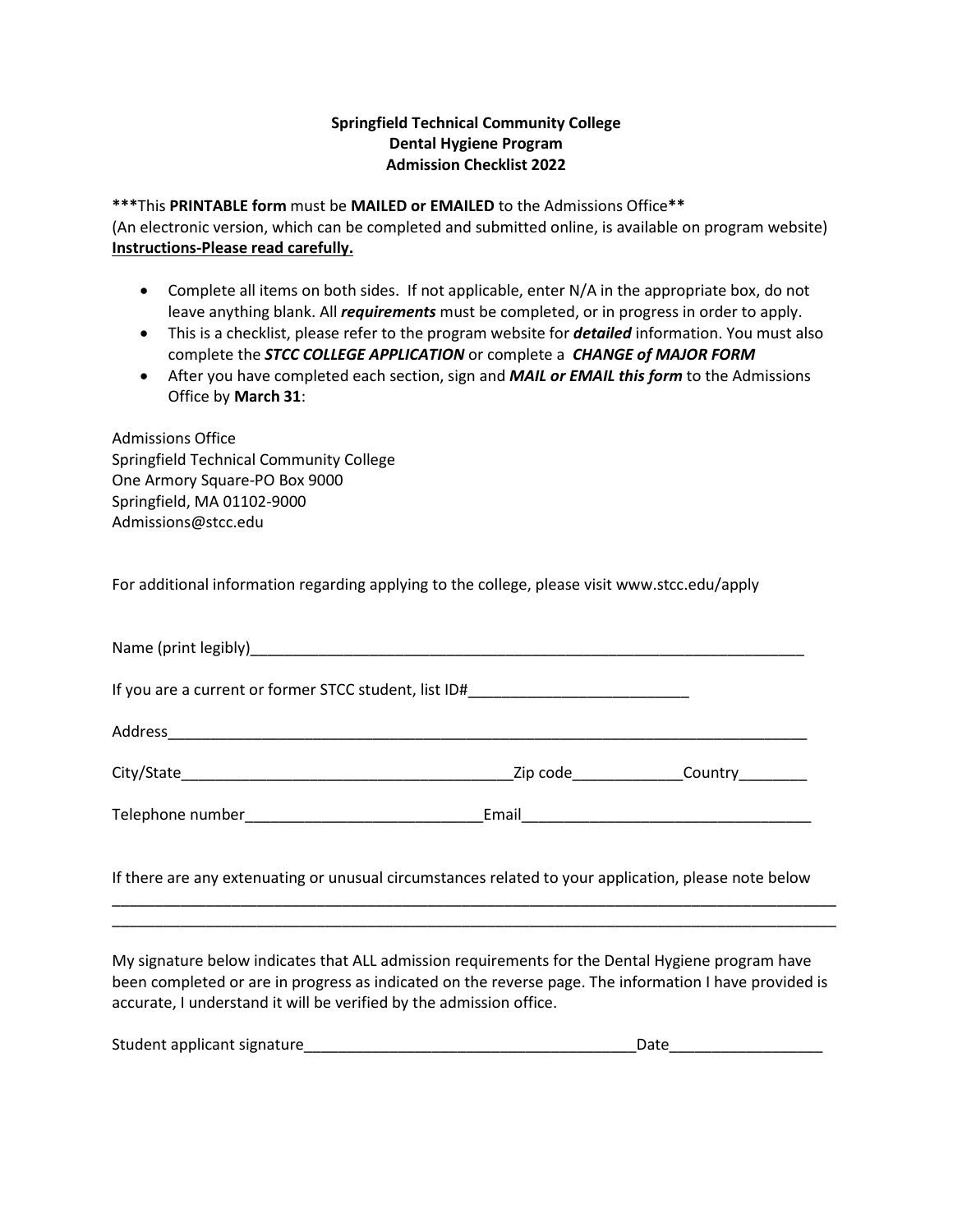**Springfield Technical Community College**
**Dental Hygiene Program**
**Admission Checklist 2022**

*****This **PRINTABLE form** must be **MAILED or EMAILED** to the Admissions Office****
(An electronic version, which can be completed and submitted online, is available on program website)
**Instructions-Please read carefully.**

- Complete all items on both sides. If not applicable, enter N/A in the appropriate box, do not leave anything blank. All ***requirements*** must be completed, or in progress in order to apply.
- This is a checklist, please refer to the program website for ***detailed*** information. You must also complete the ***STCC COLLEGE APPLICATION*** or complete a ***CHANGE of MAJOR FORM***
- After you have completed each section, sign and ***MAIL or EMAIL this form*** to the Admissions Office by **March 31**:

Admissions Office
Springfield Technical Community College
One Armory Square-PO Box 9000
Springfield, MA 01102-9000
Admissions@stcc.edu

For additional information regarding applying to the college, please visit www.stcc.edu/apply

Name (print legibly)___________________________________________________________________

If you are a current or former STCC student, list ID#_________________________

Address________________________________________________________________________

City/State______________________________________Zip code_____________Country________

Telephone number___________________________Email_________________________________

If there are any extenuating or unusual circumstances related to your application, please note below
_____________________________________________________________________________________
_____________________________________________________________________________________

My signature below indicates that ALL admission requirements for the Dental Hygiene program have been completed or are in progress as indicated on the reverse page. The information I have provided is accurate, I understand it will be verified by the admission office.

Student applicant signature_______________________________________Date__________________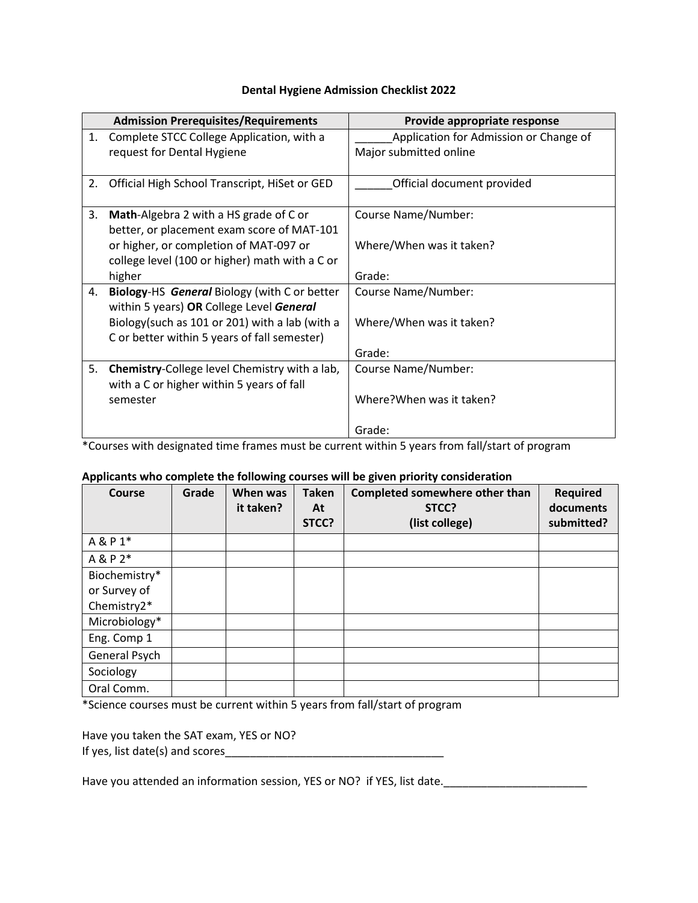**Dental Hygiene Admission Checklist 2022**

| Admission Prerequisites/Requirements | Provide appropriate response |
|---|---|
| 1. Complete STCC College Application, with a request for Dental Hygiene | ______Application for Admission or Change of Major submitted online |
| 2. Official High School Transcript, HiSet or GED | ______Official document provided |
| 3. **Math**-Algebra 2 with a HS grade of C or better, or placement exam score of MAT-101 or higher, or completion of MAT-097 or college level (100 or higher) math with a C or higher | Course Name/Number:<br><br>Where/When was it taken?<br><br>Grade: |
| 4. **Biology**-HS ***General*** Biology (with C or better within 5 years) **OR** College Level ***General*** Biology(such as 101 or 201) with a lab (with a C or better within 5 years of fall semester) | Course Name/Number:<br><br>Where/When was it taken?<br><br>Grade: |
| 5. **Chemistry**-College level Chemistry with a lab, with a C or higher within 5 years of fall semester | Course Name/Number:<br><br>Where?When was it taken?<br><br>Grade: |

*Courses with designated time frames must be current within 5 years from fall/start of program

**Applicants who complete the following courses will be given priority consideration**

| Course | Grade | When was it taken? | Taken At STCC? | Completed somewhere other than STCC? (list college) | Required documents submitted? |
|---|---|---|---|---|---|
| A & P 1* | | | | | |
| A & P 2* | | | | | |
| Biochemistry* or Survey of Chemistry2* | | | | | |
| Microbiology* | | | | | |
| Eng. Comp 1 | | | | | |
| General Psych | | | | | |
| Sociology | | | | | |
| Oral Comm. | | | | | |

*Science courses must be current within 5 years from fall/start of program

Have you taken the SAT exam, YES or NO?
If yes, list date(s) and scores___________________________________

Have you attended an information session, YES or NO? if YES, list date.________________________